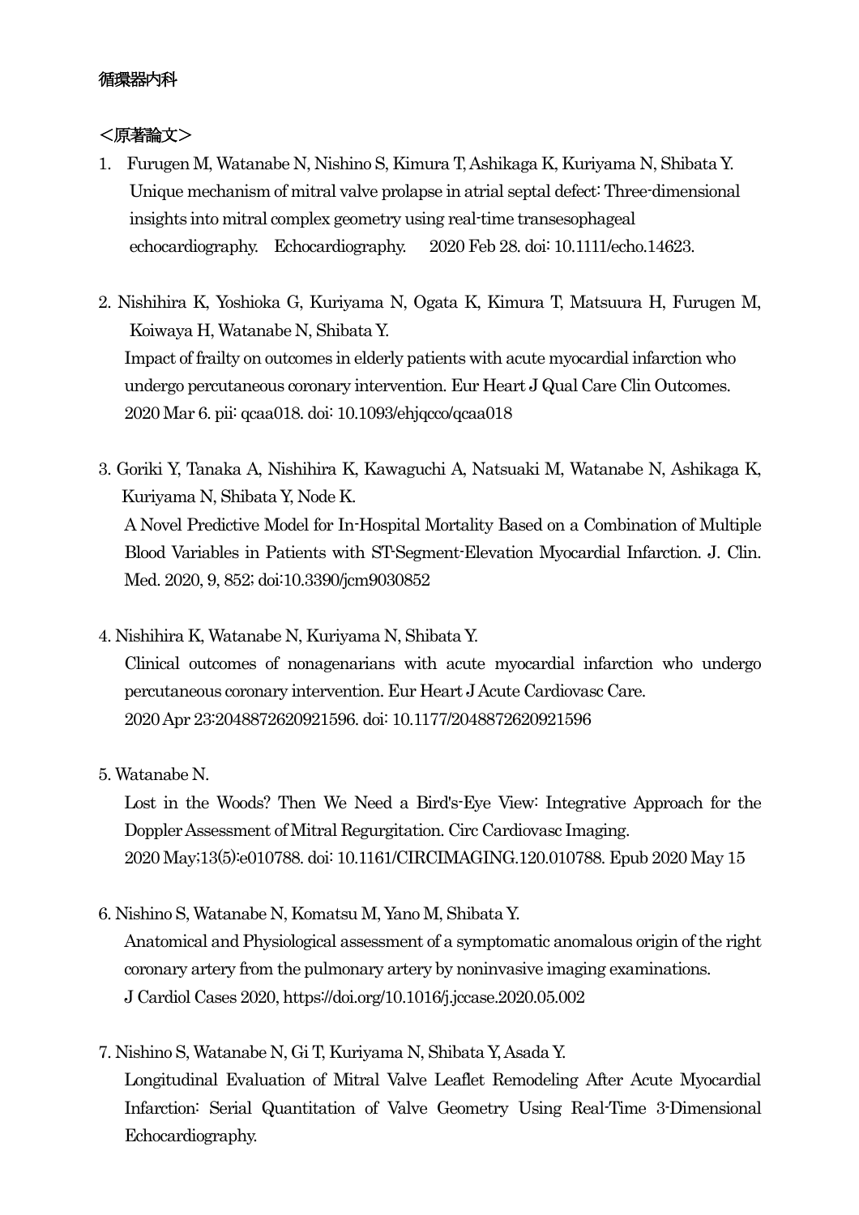循環器内科

＜原著論文＞

1. Furugen M, Watanabe N, Nishino S, Kimura T, Ashikaga K, Kuriyama N, Shibata Y. Unique mechanism of mitral valve prolapse in atrial septal defect: Three-dimensional insights into mitral complex geometry using real-time transesophageal echocardiography. Echocardiography. 2020 Feb 28. doi: 10.1111/echo.14623.

2. Nishihira K, Yoshioka G, Kuriyama N, Ogata K, Kimura T, Matsuura H, Furugen M, Koiwaya H, Watanabe N, Shibata Y.
Impact of frailty on outcomes in elderly patients with acute myocardial infarction who undergo percutaneous coronary intervention. Eur Heart J Qual Care Clin Outcomes. 2020 Mar 6. pii: qcaa018. doi: 10.1093/ehjqcco/qcaa018

3. Goriki Y, Tanaka A, Nishihira K, Kawaguchi A, Natsuaki M, Watanabe N, Ashikaga K, Kuriyama N, Shibata Y, Node K.
A Novel Predictive Model for In-Hospital Mortality Based on a Combination of Multiple Blood Variables in Patients with ST-Segment-Elevation Myocardial Infarction. J. Clin. Med. 2020, 9, 852; doi:10.3390/jcm9030852

4. Nishihira K, Watanabe N, Kuriyama N, Shibata Y.
Clinical outcomes of nonagenarians with acute myocardial infarction who undergo percutaneous coronary intervention. Eur Heart J Acute Cardiovasc Care.
2020 Apr 23:2048872620921596. doi: 10.1177/2048872620921596

5. Watanabe N.
Lost in the Woods? Then We Need a Bird's-Eye View: Integrative Approach for the Doppler Assessment of Mitral Regurgitation. Circ Cardiovasc Imaging.
2020 May;13(5):e010788. doi: 10.1161/CIRCIMAGING.120.010788. Epub 2020 May 15

6. Nishino S, Watanabe N, Komatsu M, Yano M, Shibata Y.
Anatomical and Physiological assessment of a symptomatic anomalous origin of the right coronary artery from the pulmonary artery by noninvasive imaging examinations.
J Cardiol Cases 2020, https://doi.org/10.1016/j.jccase.2020.05.002

7. Nishino S, Watanabe N, Gi T, Kuriyama N, Shibata Y, Asada Y.
Longitudinal Evaluation of Mitral Valve Leaflet Remodeling After Acute Myocardial Infarction: Serial Quantitation of Valve Geometry Using Real-Time 3-Dimensional Echocardiography.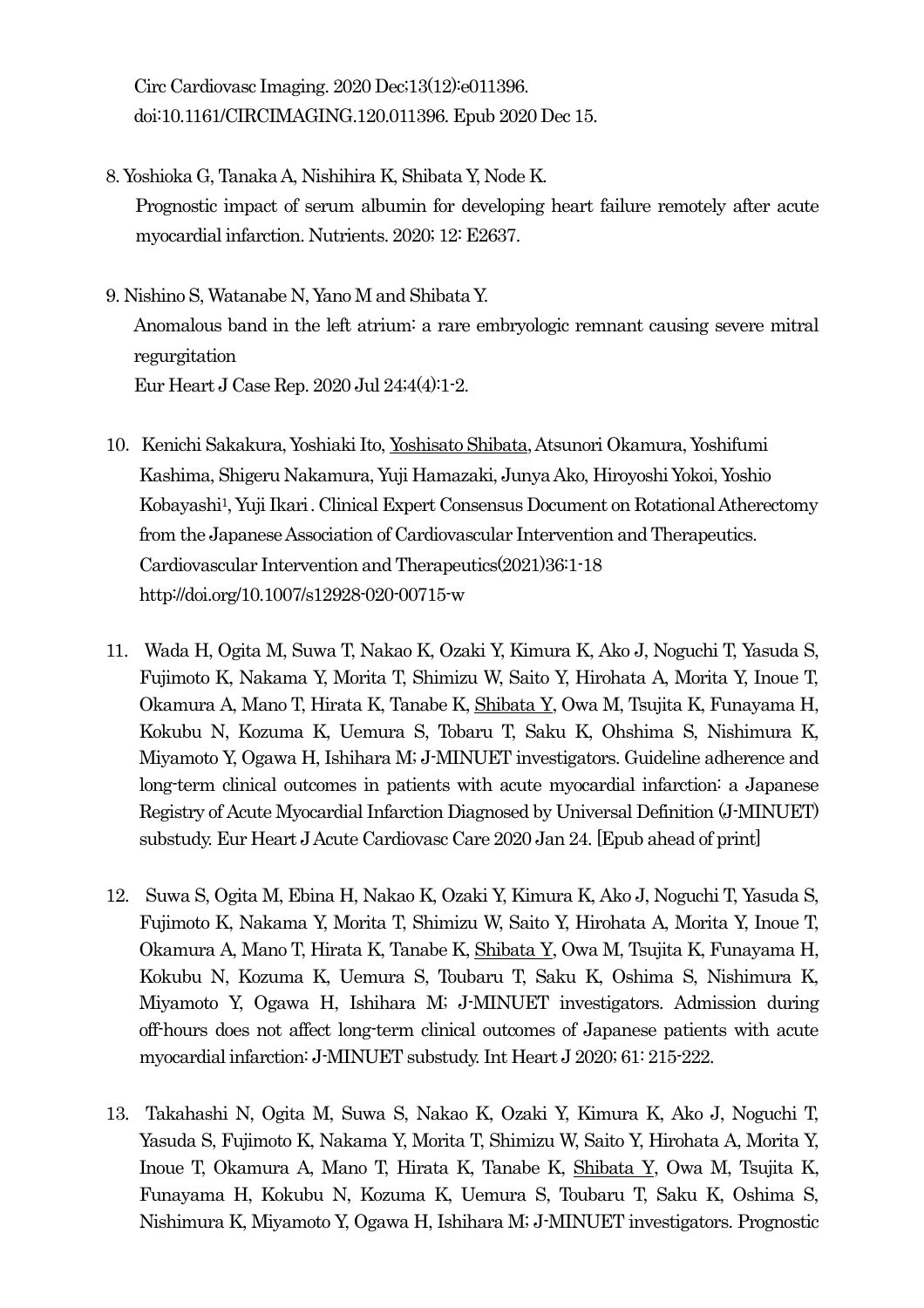Circ Cardiovasc Imaging. 2020 Dec;13(12):e011396. doi:10.1161/CIRCIMAGING.120.011396. Epub 2020 Dec 15.

8. Yoshioka G, Tanaka A, Nishihira K, Shibata Y, Node K.
   Prognostic impact of serum albumin for developing heart failure remotely after acute myocardial infarction. Nutrients. 2020; 12: E2637.

9. Nishino S, Watanabe N, Yano M and Shibata Y.
   Anomalous band in the left atrium: a rare embryologic remnant causing severe mitral regurgitation
   Eur Heart J Case Rep. 2020 Jul 24;4(4):1-2.

10. Kenichi Sakakura, Yoshiaki Ito, <u>Yoshisato Shibata</u>, Atsunori Okamura, Yoshifumi Kashima, Shigeru Nakamura, Yuji Hamazaki, Junya Ako, Hiroyoshi Yokoi, Yoshio Kobayashi[1], Yuji Ikari . Clinical Expert Consensus Document on Rotational Atherectomy from the Japanese Association of Cardiovascular Intervention and Therapeutics. Cardiovascular Intervention and Therapeutics(2021)36:1-18 http://doi.org/10.1007/s12928-020-00715-w

11. Wada H, Ogita M, Suwa T, Nakao K, Ozaki Y, Kimura K, Ako J, Noguchi T, Yasuda S, Fujimoto K, Nakama Y, Morita T, Shimizu W, Saito Y, Hirohata A, Morita Y, Inoue T, Okamura A, Mano T, Hirata K, Tanabe K, <u>Shibata Y</u>, Owa M, Tsujita K, Funayama H, Kokubu N, Kozuma K, Uemura S, Tobaru T, Saku K, Ohshima S, Nishimura K, Miyamoto Y, Ogawa H, Ishihara M; J-MINUET investigators. Guideline adherence and long-term clinical outcomes in patients with acute myocardial infarction: a Japanese Registry of Acute Myocardial Infarction Diagnosed by Universal Definition (J-MINUET) substudy. Eur Heart J Acute Cardiovasc Care 2020 Jan 24. [Epub ahead of print]

12. Suwa S, Ogita M, Ebina H, Nakao K, Ozaki Y, Kimura K, Ako J, Noguchi T, Yasuda S, Fujimoto K, Nakama Y, Morita T, Shimizu W, Saito Y, Hirohata A, Morita Y, Inoue T, Okamura A, Mano T, Hirata K, Tanabe K, <u>Shibata Y</u>, Owa M, Tsujita K, Funayama H, Kokubu N, Kozuma K, Uemura S, Toubaru T, Saku K, Oshima S, Nishimura K, Miyamoto Y, Ogawa H, Ishihara M; J-MINUET investigators. Admission during off-hours does not affect long-term clinical outcomes of Japanese patients with acute myocardial infarction: J-MINUET substudy. Int Heart J 2020; 61: 215-222.

13. Takahashi N, Ogita M, Suwa S, Nakao K, Ozaki Y, Kimura K, Ako J, Noguchi T, Yasuda S, Fujimoto K, Nakama Y, Morita T, Shimizu W, Saito Y, Hirohata A, Morita Y, Inoue T, Okamura A, Mano T, Hirata K, Tanabe K, <u>Shibata Y</u>, Owa M, Tsujita K, Funayama H, Kokubu N, Kozuma K, Uemura S, Toubaru T, Saku K, Oshima S, Nishimura K, Miyamoto Y, Ogawa H, Ishihara M; J-MINUET investigators. Prognostic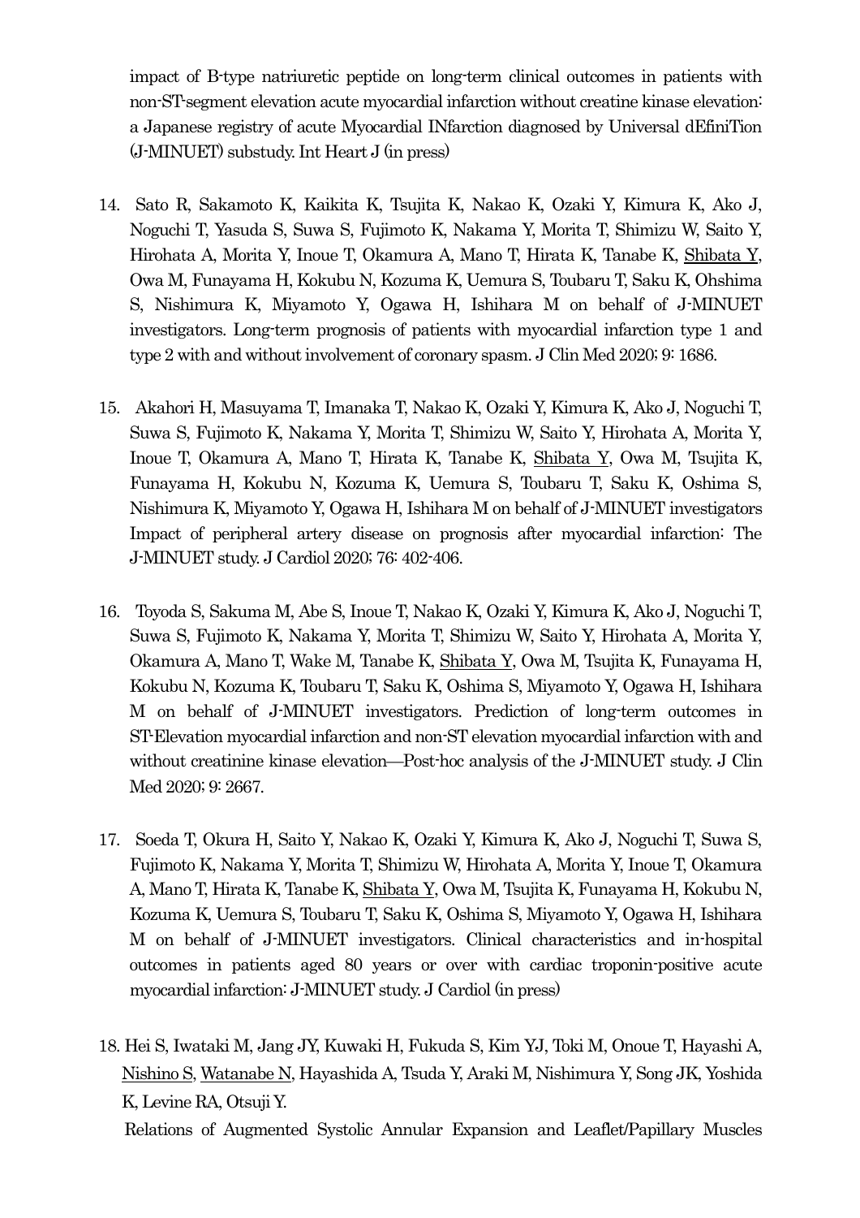impact of B-type natriuretic peptide on long-term clinical outcomes in patients with non-ST-segment elevation acute myocardial infarction without creatine kinase elevation: a Japanese registry of acute Myocardial INfarction diagnosed by Universal dEfiniTion (J-MINUET) substudy. Int Heart J (in press)

14. Sato R, Sakamoto K, Kaikita K, Tsujita K, Nakao K, Ozaki Y, Kimura K, Ako J, Noguchi T, Yasuda S, Suwa S, Fujimoto K, Nakama Y, Morita T, Shimizu W, Saito Y, Hirohata A, Morita Y, Inoue T, Okamura A, Mano T, Hirata K, Tanabe K, <u>Shibata Y</u>, Owa M, Funayama H, Kokubu N, Kozuma K, Uemura S, Toubaru T, Saku K, Ohshima S, Nishimura K, Miyamoto Y, Ogawa H, Ishihara M on behalf of J-MINUET investigators. Long-term prognosis of patients with myocardial infarction type 1 and type 2 with and without involvement of coronary spasm. J Clin Med 2020; 9: 1686.

15. Akahori H, Masuyama T, Imanaka T, Nakao K, Ozaki Y, Kimura K, Ako J, Noguchi T, Suwa S, Fujimoto K, Nakama Y, Morita T, Shimizu W, Saito Y, Hirohata A, Morita Y, Inoue T, Okamura A, Mano T, Hirata K, Tanabe K, <u>Shibata Y</u>, Owa M, Tsujita K, Funayama H, Kokubu N, Kozuma K, Uemura S, Toubaru T, Saku K, Oshima S, Nishimura K, Miyamoto Y, Ogawa H, Ishihara M on behalf of J-MINUET investigators Impact of peripheral artery disease on prognosis after myocardial infarction: The J-MINUET study. J Cardiol 2020; 76: 402-406.

16. Toyoda S, Sakuma M, Abe S, Inoue T, Nakao K, Ozaki Y, Kimura K, Ako J, Noguchi T, Suwa S, Fujimoto K, Nakama Y, Morita T, Shimizu W, Saito Y, Hirohata A, Morita Y, Okamura A, Mano T, Wake M, Tanabe K, <u>Shibata Y</u>, Owa M, Tsujita K, Funayama H, Kokubu N, Kozuma K, Toubaru T, Saku K, Oshima S, Miyamoto Y, Ogawa H, Ishihara M on behalf of J-MINUET investigators. Prediction of long-term outcomes in ST-Elevation myocardial infarction and non-ST elevation myocardial infarction with and without creatinine kinase elevation—Post-hoc analysis of the J-MINUET study. J Clin Med 2020; 9: 2667.

17. Soeda T, Okura H, Saito Y, Nakao K, Ozaki Y, Kimura K, Ako J, Noguchi T, Suwa S, Fujimoto K, Nakama Y, Morita T, Shimizu W, Hirohata A, Morita Y, Inoue T, Okamura A, Mano T, Hirata K, Tanabe K, <u>Shibata Y</u>, Owa M, Tsujita K, Funayama H, Kokubu N, Kozuma K, Uemura S, Toubaru T, Saku K, Oshima S, Miyamoto Y, Ogawa H, Ishihara M on behalf of J-MINUET investigators. Clinical characteristics and in-hospital outcomes in patients aged 80 years or over with cardiac troponin-positive acute myocardial infarction: J-MINUET study. J Cardiol (in press)

18. Hei S, Iwataki M, Jang JY, Kuwaki H, Fukuda S, Kim YJ, Toki M, Onoue T, Hayashi A, <u>Nishino S</u>, <u>Watanabe N</u>, Hayashida A, Tsuda Y, Araki M, Nishimura Y, Song JK, Yoshida K, Levine RA, Otsuji Y.
Relations of Augmented Systolic Annular Expansion and Leaflet/Papillary Muscles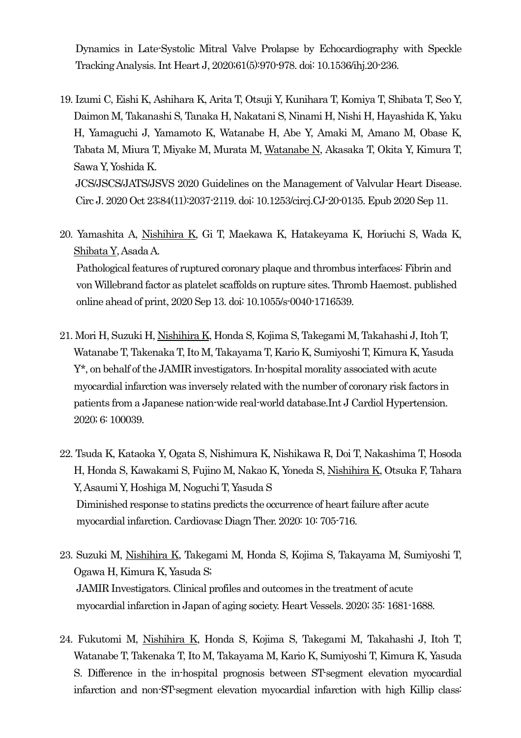Dynamics in Late-Systolic Mitral Valve Prolapse by Echocardiography with Speckle Tracking Analysis. Int Heart J, 2020;61(5):970-978. doi: 10.1536/ihj.20-236.

19. Izumi C, Eishi K, Ashihara K, Arita T, Otsuji Y, Kunihara T, Komiya T, Shibata T, Seo Y, Daimon M, Takanashi S, Tanaka H, Nakatani S, Ninami H, Nishi H, Hayashida K, Yaku H, Yamaguchi J, Yamamoto K, Watanabe H, Abe Y, Amaki M, Amano M, Obase K, Tabata M, Miura T, Miyake M, Murata M, <u>Watanabe N</u>, Akasaka T, Okita Y, Kimura T, Sawa Y, Yoshida K.
    JCS/JSCS/JATS/JSVS 2020 Guidelines on the Management of Valvular Heart Disease. Circ J. 2020 Oct 23;84(11):2037-2119. doi: 10.1253/circj.CJ-20-0135. Epub 2020 Sep 11.

20. Yamashita A, <u>Nishihira K</u>, Gi T, Maekawa K, Hatakeyama K, Horiuchi S, Wada K, <u>Shibata Y</u>, Asada A.
    Pathological features of ruptured coronary plaque and thrombus interfaces: Fibrin and von Willebrand factor as platelet scaffolds on rupture sites. Thromb Haemost. published online ahead of print, 2020 Sep 13. doi: 10.1055/s-0040-1716539.

21. Mori H, Suzuki H, <u>Nishihira K</u>, Honda S, Kojima S, Takegami M, Takahashi J, Itoh T, Watanabe T, Takenaka T, Ito M, Takayama T, Kario K, Sumiyoshi T, Kimura K, Yasuda Y*, on behalf of the JAMIR investigators. In-hospital morality associated with acute myocardial infarction was inversely related with the number of coronary risk factors in patients from a Japanese nation-wide real-world database.Int J Cardiol Hypertension. 2020; 6: 100039.

22. Tsuda K, Kataoka Y, Ogata S, Nishimura K, Nishikawa R, Doi T, Nakashima T, Hosoda H, Honda S, Kawakami S, Fujino M, Nakao K, Yoneda S, <u>Nishihira K</u>, Otsuka F, Tahara Y, Asaumi Y, Hoshiga M, Noguchi T, Yasuda S
    Diminished response to statins predicts the occurrence of heart failure after acute myocardial infarction. Cardiovasc Diagn Ther. 2020: 10: 705-716.

23. Suzuki M, <u>Nishihira K</u>, Takegami M, Honda S, Kojima S, Takayama M, Sumiyoshi T, Ogawa H, Kimura K, Yasuda S;
    JAMIR Investigators. Clinical profiles and outcomes in the treatment of acute myocardial infarction in Japan of aging society. Heart Vessels. 2020; 35: 1681-1688.

24. Fukutomi M, <u>Nishihira K</u>, Honda S, Kojima S, Takegami M, Takahashi J, Itoh T, Watanabe T, Takenaka T, Ito M, Takayama M, Kario K, Sumiyoshi T, Kimura K, Yasuda S. Difference in the in-hospital prognosis between ST-segment elevation myocardial infarction and non-ST-segment elevation myocardial infarction with high Killip class: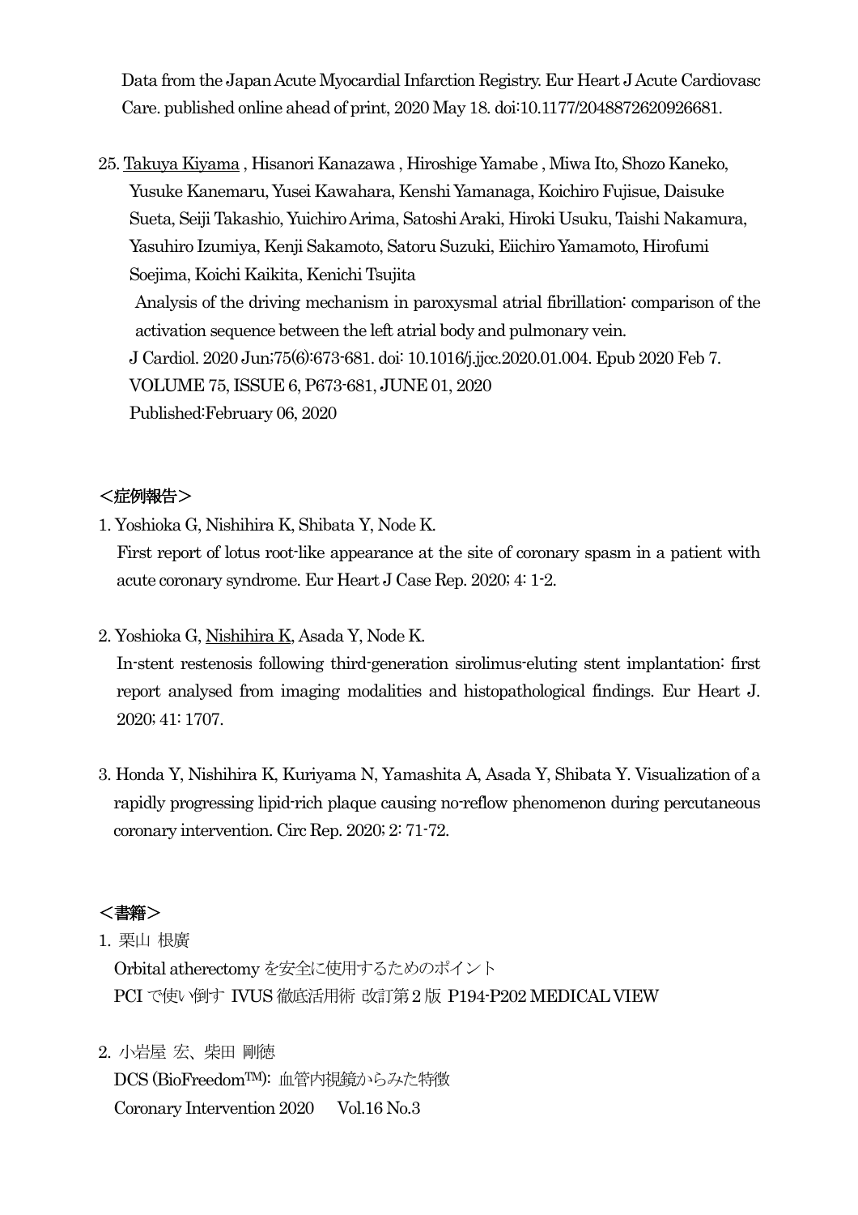Data from the Japan Acute Myocardial Infarction Registry. Eur Heart J Acute Cardiovasc Care. published online ahead of print, 2020 May 18. doi:10.1177/2048872620926681.

25. Takuya Kiyama , Hisanori Kanazawa , Hiroshige Yamabe , Miwa Ito, Shozo Kaneko, Yusuke Kanemaru, Yusei Kawahara, Kenshi Yamanaga, Koichiro Fujisue, Daisuke Sueta, Seiji Takashio, Yuichiro Arima, Satoshi Araki, Hiroki Usuku, Taishi Nakamura, Yasuhiro Izumiya, Kenji Sakamoto, Satoru Suzuki, Eiichiro Yamamoto, Hirofumi Soejima, Koichi Kaikita, Kenichi Tsujita
Analysis of the driving mechanism in paroxysmal atrial fibrillation: comparison of the activation sequence between the left atrial body and pulmonary vein.
J Cardiol. 2020 Jun;75(6):673-681. doi: 10.1016/j.jjcc.2020.01.004. Epub 2020 Feb 7.
VOLUME 75, ISSUE 6, P673-681, JUNE 01, 2020
Published:February 06, 2020

## ＜症例報告＞

1. Yoshioka G, Nishihira K, Shibata Y, Node K.
First report of lotus root-like appearance at the site of coronary spasm in a patient with acute coronary syndrome. Eur Heart J Case Rep. 2020; 4: 1-2.

2. Yoshioka G, Nishihira K, Asada Y, Node K.
In-stent restenosis following third-generation sirolimus-eluting stent implantation: first report analysed from imaging modalities and histopathological findings. Eur Heart J. 2020; 41: 1707.

3. Honda Y, Nishihira K, Kuriyama N, Yamashita A, Asada Y, Shibata Y. Visualization of a rapidly progressing lipid-rich plaque causing no-reflow phenomenon during percutaneous coronary intervention. Circ Rep. 2020; 2: 71-72.

## ＜書籍＞

1. 栗山 根廣
Orbital atherectomy を安全に使用するためのポイント
PCI で使い倒す IVUS 徹底活用術 改訂第 2 版 P194-P202 MEDICAL VIEW

2. 小岩屋 宏、柴田 剛徳
DCS (BioFreedom™): 血管内視鏡からみた特徴
Coronary Intervention 2020　Vol.16 No.3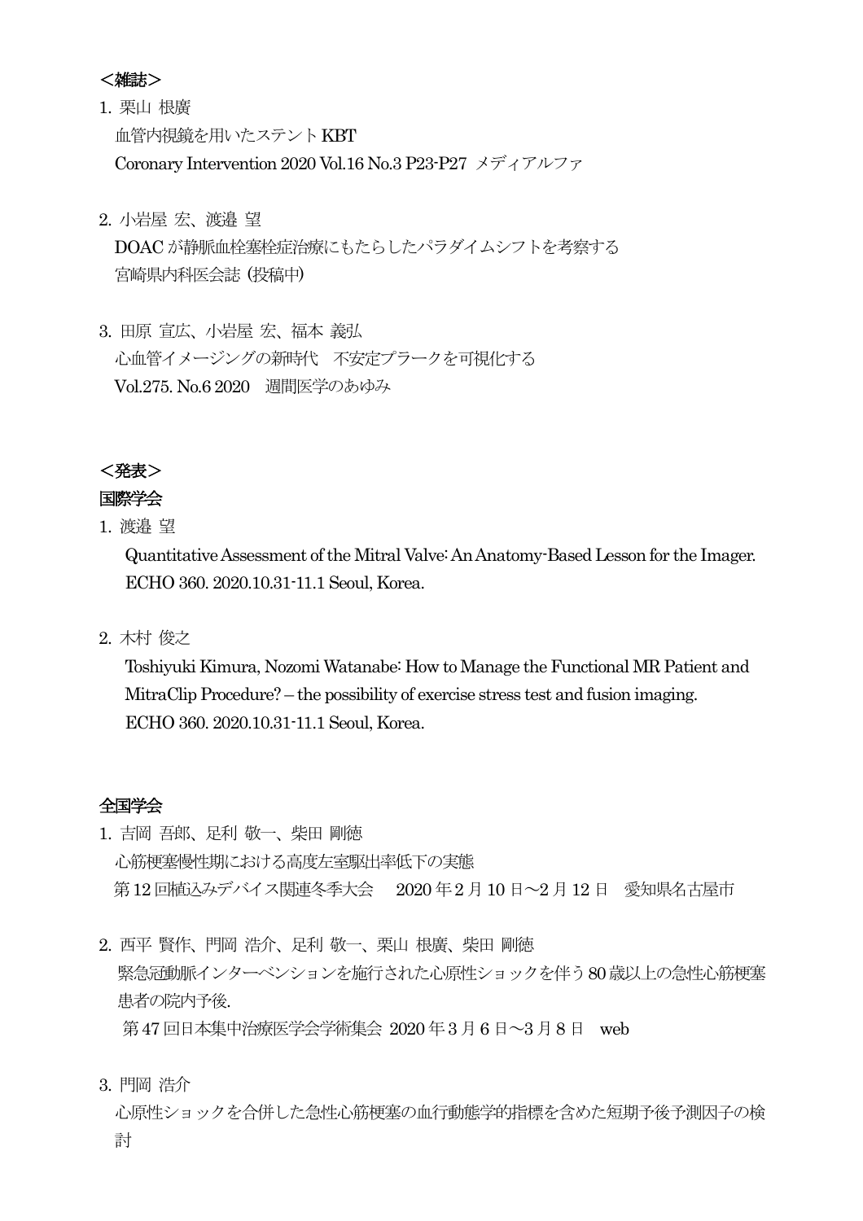＜雑誌＞

1. 栗山 根廣
   血管内視鏡を用いたステント KBT
   Coronary Intervention 2020 Vol.16 No.3 P23-P27 メディアルファ

2. 小岩屋 宏、渡邉 望
   DOAC が静脈血栓塞栓症治療にもたらしたパラダイムシフトを考察する
   宮崎県内科医会誌（投稿中）

3. 田原 宣広、小岩屋 宏、福本 義弘
   心血管イメージングの新時代　不安定プラークを可視化する
   Vol.275. No.6 2020　週間医学のあゆみ

＜発表＞

国際学会

1. 渡邉 望
   Quantitative Assessment of the Mitral Valve: An Anatomy-Based Lesson for the Imager.
   ECHO 360. 2020.10.31-11.1 Seoul, Korea.

2. 木村 俊之
   Toshiyuki Kimura, Nozomi Watanabe: How to Manage the Functional MR Patient and MitraClip Procedure? – the possibility of exercise stress test and fusion imaging.
   ECHO 360. 2020.10.31-11.1 Seoul, Korea.

全国学会

1. 吉岡 吾郎、足利 敬一、柴田 剛徳
   心筋梗塞慢性期における高度左室駆出率低下の実態
   第 12 回植込みデバイス関連冬季大会　 2020 年 2 月 10 日～2 月 12 日　愛知県名古屋市

2. 西平 賢作、門岡 浩介、足利 敬一、栗山 根廣、柴田 剛徳
   緊急冠動脈インターベンションを施行された心原性ショックを伴う 80 歳以上の急性心筋梗塞患者の院内予後.
   第 47 回日本集中治療医学会学術集会 2020 年 3 月 6 日～3 月 8 日　web

3. 門岡 浩介
   心原性ショックを合併した急性心筋梗塞の血行動態学的指標を含めた短期予後予測因子の検討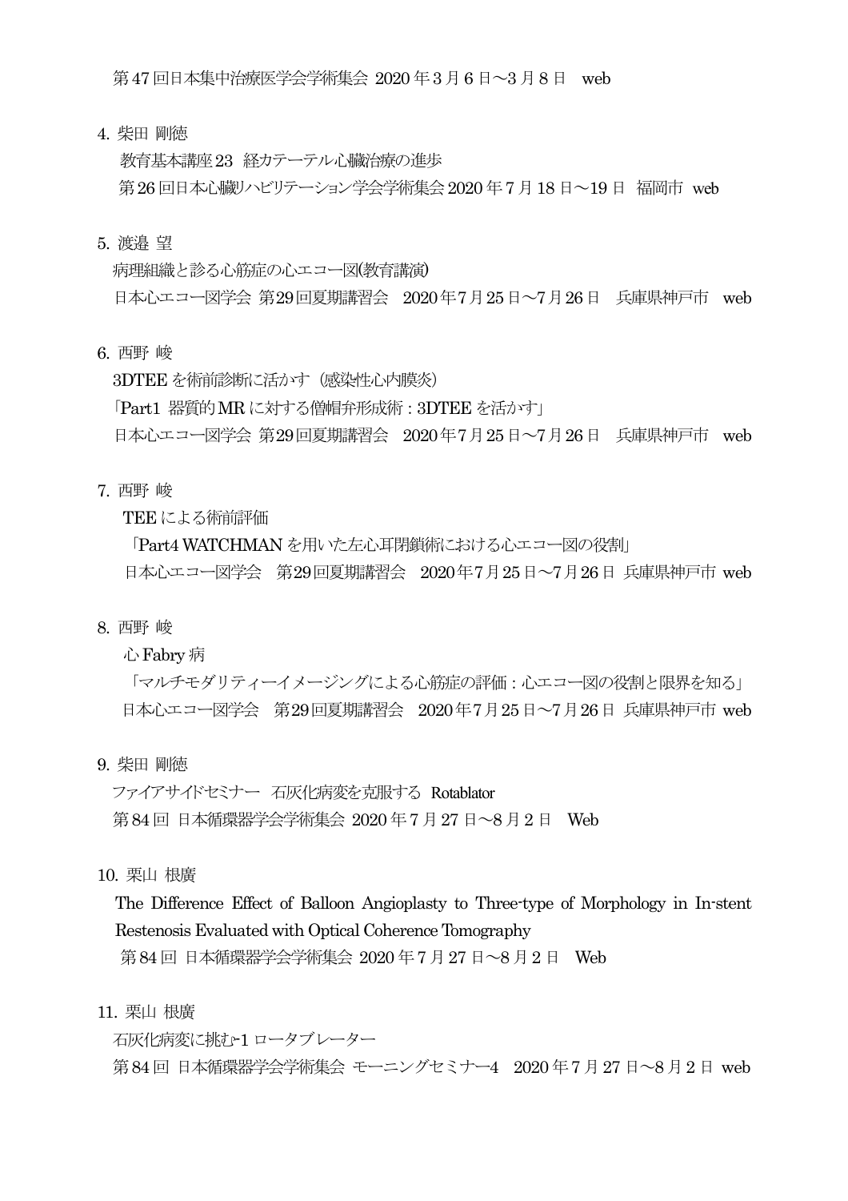第47回日本集中治療医学会学術集会 2020年3月6日～3月8日　web

4. 柴田 剛徳
   教育基本講座23　経カテーテル心臓治療の進歩
   第26回日本心臓リハビリテーション学会学術集会 2020年7月18日～19日　福岡市　web

5. 渡邉 望
   病理組織と診る心筋症の心エコー図(教育講演)
   日本心エコー図学会 第29回夏期講習会　2020年7月25日～7月26日　兵庫県神戸市　web

6. 西野 峻
   3DTEEを術前診断に活かす（感染性心内膜炎）
   「Part1 器質的MRに対する僧帽弁形成術：3DTEEを活かす」
   日本心エコー図学会 第29回夏期講習会　2020年7月25日～7月26日　兵庫県神戸市　web

7. 西野 峻
   TEEによる術前評価
   「Part4 WATCHMANを用いた左心耳閉鎖術における心エコー図の役割」
   日本心エコー図学会　第29回夏期講習会　2020年7月25日～7月26日 兵庫県神戸市 web

8. 西野 峻
   心Fabry病
   「マルチモダリティーイメージングによる心筋症の評価：心エコー図の役割と限界を知る」
   日本心エコー図学会　第29回夏期講習会　2020年7月25日～7月26日 兵庫県神戸市 web

9. 柴田 剛徳
   ファイアサイドセミナー　石灰化病変を克服する　Rotablator
   第84回 日本循環器学会学術集会 2020年7月27日～8月2日　Web

10. 栗山 根廣
    The Difference Effect of Balloon Angioplasty to Three-type of Morphology in In-stent Restenosis Evaluated with Optical Coherence Tomography
    第84回 日本循環器学会学術集会 2020年7月27日～8月2日　Web

11. 栗山 根廣
    石灰化病変に挑む-1 ロータブレーター
    第84回 日本循環器学会学術集会 モーニングセミナー4　2020年7月27日～8月2日 web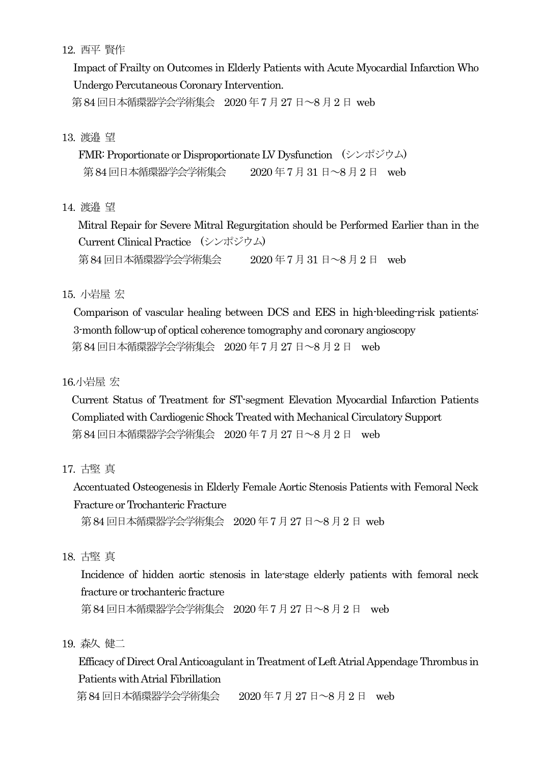12. 西平 賢作

Impact of Frailty on Outcomes in Elderly Patients with Acute Myocardial Infarction Who Undergo Percutaneous Coronary Intervention.

第 84 回日本循環器学会学術集会　2020 年 7 月 27 日～8 月 2 日 web

13. 渡邉 望

FMR: Proportionate or Disproportionate LV Dysfunction （シンポジウム）

第 84 回日本循環器学会学術集会　　2020 年 7 月 31 日～8 月 2 日　web

14. 渡邉 望

Mitral Repair for Severe Mitral Regurgitation should be Performed Earlier than in the Current Clinical Practice （シンポジウム）

第 84 回日本循環器学会学術集会　　2020 年 7 月 31 日～8 月 2 日　web

15. 小岩屋 宏

Comparison of vascular healing between DCS and EES in high-bleeding-risk patients: 3-month follow-up of optical coherence tomography and coronary angioscopy

第 84 回日本循環器学会学術集会　2020 年 7 月 27 日～8 月 2 日　web

16.小岩屋 宏

Current Status of Treatment for ST-segment Elevation Myocardial Infarction Patients Compliated with Cardiogenic Shock Treated with Mechanical Circulatory Support

第 84 回日本循環器学会学術集会　2020 年 7 月 27 日～8 月 2 日　web

17. 古堅 真

Accentuated Osteogenesis in Elderly Female Aortic Stenosis Patients with Femoral Neck Fracture or Trochanteric Fracture

第 84 回日本循環器学会学術集会　2020 年 7 月 27 日～8 月 2 日 web

18. 古堅 真

Incidence of hidden aortic stenosis in late-stage elderly patients with femoral neck fracture or trochanteric fracture

第 84 回日本循環器学会学術集会　2020 年 7 月 27 日～8 月 2 日　web

19. 森久 健二

Efficacy of Direct Oral Anticoagulant in Treatment of Left Atrial Appendage Thrombus in Patients with Atrial Fibrillation

第 84 回日本循環器学会学術集会　　2020 年 7 月 27 日～8 月 2 日　web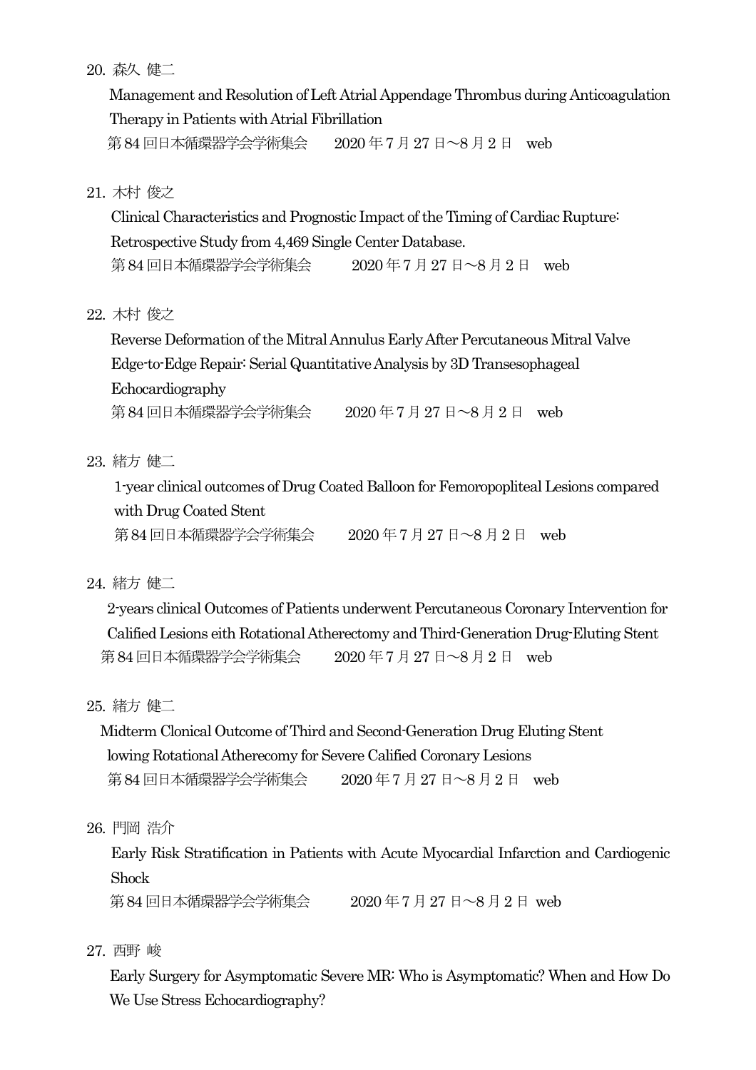20. 森久 健二

    Management and Resolution of Left Atrial Appendage Thrombus during Anticoagulation Therapy in Patients with Atrial Fibrillation

    第84回日本循環器学会学術集会　2020年7月27日～8月2日　web

21. 木村 俊之

    Clinical Characteristics and Prognostic Impact of the Timing of Cardiac Rupture: Retrospective Study from 4,469 Single Center Database.

    第84回日本循環器学会学術集会　2020年7月27日～8月2日　web

22. 木村 俊之

    Reverse Deformation of the Mitral Annulus Early After Percutaneous Mitral Valve Edge-to-Edge Repair: Serial Quantitative Analysis by 3D Transesophageal Echocardiography

    第84回日本循環器学会学術集会　2020年7月27日～8月2日　web

23. 緒方 健二

    1-year clinical outcomes of Drug Coated Balloon for Femoropopliteal Lesions compared with Drug Coated Stent

    第84回日本循環器学会学術集会　2020年7月27日～8月2日　web

24. 緒方 健二

    2-years clinical Outcomes of Patients underwent Percutaneous Coronary Intervention for Calified Lesions eith Rotational Atherectomy and Third-Generation Drug-Eluting Stent

    第84回日本循環器学会学術集会　2020年7月27日～8月2日　web

25. 緒方 健二

    Midterm Clonical Outcome of Third and Second-Generation Drug Eluting Stent lowing Rotational Atherecomy for Severe Calified Coronary Lesions

    第84回日本循環器学会学術集会　2020年7月27日～8月2日　web

26. 門岡 浩介

    Early Risk Stratification in Patients with Acute Myocardial Infarction and Cardiogenic Shock

    第84回日本循環器学会学術集会　2020年7月27日～8月2日 web

27. 西野 峻

    Early Surgery for Asymptomatic Severe MR: Who is Asymptomatic? When and How Do We Use Stress Echocardiography?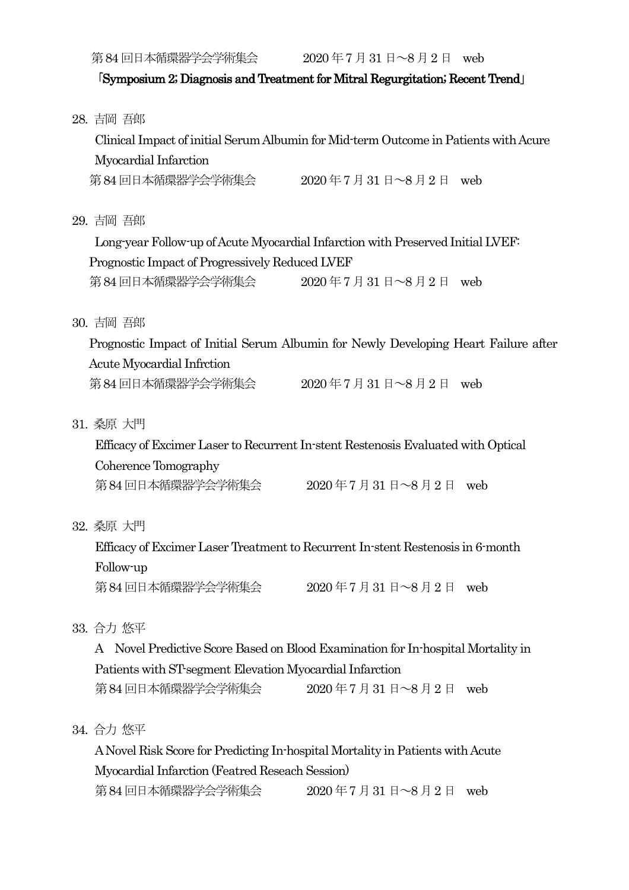第84回日本循環器学会学術集会　　　2020年7月31日～8月2日　web

「Symposium 2; Diagnosis and Treatment for Mitral Regurgitation; Recent Trend」

28. 吉岡 吾郎

    Clinical Impact of initial Serum Albumin for Mid-term Outcome in Patients with Acure Myocardial Infarction

    第84回日本循環器学会学術集会　　　2020年7月31日～8月2日　web

29. 吉岡 吾郎

    Long-year Follow-up of Acute Myocardial Infarction with Preserved Initial LVEF: Prognostic Impact of Progressively Reduced LVEF

    第84回日本循環器学会学術集会　　　2020年7月31日～8月2日　web

30. 吉岡 吾郎

    Prognostic Impact of Initial Serum Albumin for Newly Developing Heart Failure after Acute Myocardial Infrction

    第84回日本循環器学会学術集会　　　2020年7月31日～8月2日　web

31. 桑原 大門

    Efficacy of Excimer Laser to Recurrent In-stent Restenosis Evaluated with Optical Coherence Tomography

    第84回日本循環器学会学術集会　　　2020年7月31日～8月2日　web

32. 桑原 大門

    Efficacy of Excimer Laser Treatment to Recurrent In-stent Restenosis in 6-month Follow-up

    第84回日本循環器学会学術集会　　　2020年7月31日～8月2日　web

33. 合力 悠平

    A　Novel Predictive Score Based on Blood Examination for In-hospital Mortality in Patients with ST-segment Elevation Myocardial Infarction

    第84回日本循環器学会学術集会　　　2020年7月31日～8月2日　web

34. 合力 悠平

    A Novel Risk Score for Predicting In-hospital Mortality in Patients with Acute Myocardial Infarction (Featred Reseach Session)

    第84回日本循環器学会学術集会　　　2020年7月31日～8月2日　web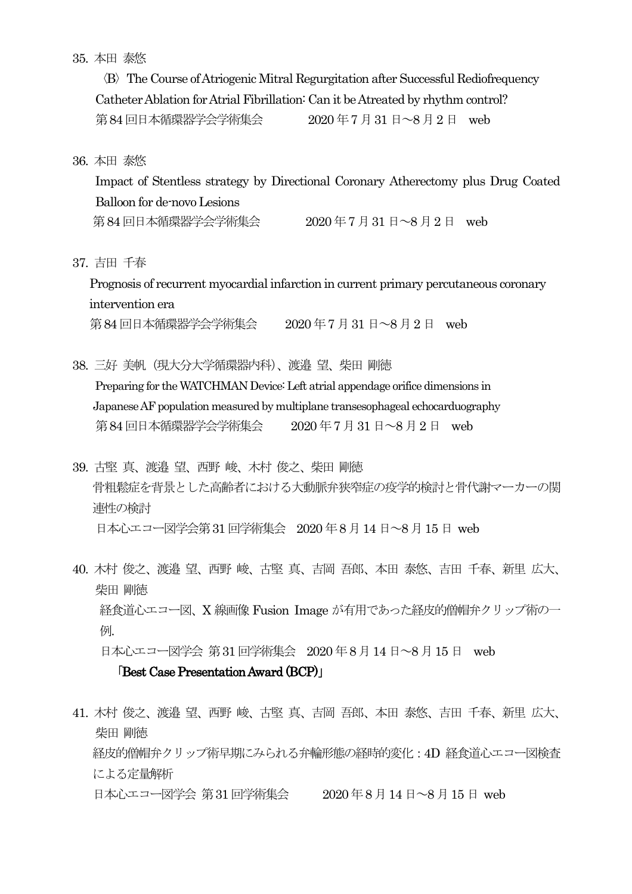35. 本田 泰悠

〈B〉The Course of Atriogenic Mitral Regurgitation after Successful Rediofrequency Catheter Ablation for Atrial Fibrillation: Can it be Atreated by rhythm control?

第84回日本循環器学会学術集会　　2020年7月31日～8月2日　web

36. 本田 泰悠

Impact of Stentless strategy by Directional Coronary Atherectomy plus Drug Coated Balloon for de-novo Lesions

第84回日本循環器学会学術集会　　2020年7月31日～8月2日　web

37. 吉田 千春

Prognosis of recurrent myocardial infarction in current primary percutaneous coronary intervention era

第84回日本循環器学会学術集会　　2020年7月31日～8月2日　web

38. 三好 美帆（現大分大学循環器内科)、渡邉 望、柴田 剛徳

Preparing for the WATCHMAN Device: Left atrial appendage orifice dimensions in Japanese AF population measured by multiplane transesophageal echocarduography

第84回日本循環器学会学術集会　　2020年7月31日～8月2日　web

39. 古堅 真、渡邉 望、西野 峻、木村 俊之、柴田 剛徳

骨粗鬆症を背景とした高齢者における大動脈弁狭窄症の疫学的検討と骨代謝マーカーの関連性の検討

日本心エコー図学会第31回学術集会　2020年8月14日～8月15日 web

40. 木村 俊之、渡邉 望、西野 峻、古堅 真、吉岡 吾郎、本田 泰悠、吉田 千春、新里 広大、柴田 剛徳

経食道心エコー図、X線画像 Fusion Image が有用であった経皮的僧帽弁クリップ術の一例.

日本心エコー図学会 第31回学術集会　2020年8月14日～8月15日　web

**「Best Case Presentation Award (BCP)」**

41. 木村 俊之、渡邉 望、西野 峻、古堅 真、吉岡 吾郎、本田 泰悠、吉田 千春、新里 広大、柴田 剛徳

経皮的僧帽弁クリップ術早期にみられる弁輪形態の経時的変化：4D 経食道心エコー図検査による定量解析

日本心エコー図学会 第31回学術集会　　2020年8月14日～8月15日 web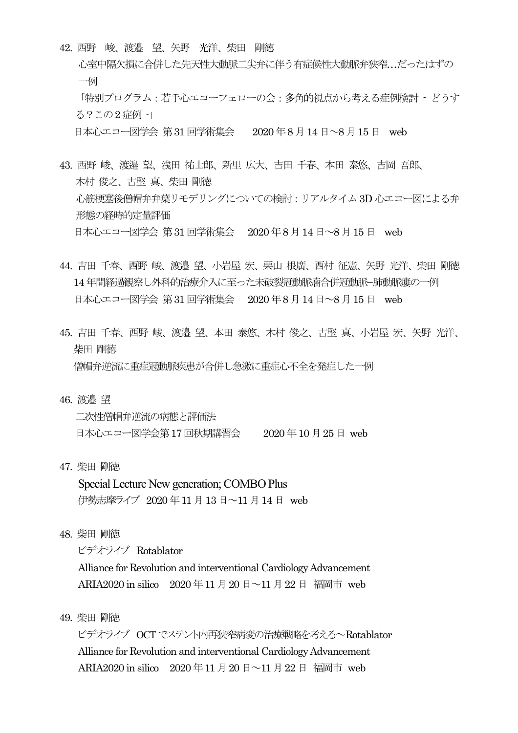42. 西野　峻、渡邉　望、矢野　光洋、柴田　剛徳
　　心室中隔欠損に合併した先天性大動脈二尖弁に伴う有症候性大動脈弁狭窄…だったはずの一例
　　「特別プログラム：若手心エコーフェローの会：多角的視点から考える症例検討 - どうする？この2症例 -」
　　日本心エコー図学会 第31回学術集会　　2020年8月14日～8月15日　web

43. 西野 峻、渡邉 望、浅田 祐士郎、新里 広大、吉田 千春、本田 泰悠、吉岡 吾郎、木村 俊之、古堅 真、柴田 剛徳
　　心筋梗塞後僧帽弁弁葉リモデリングについての検討：リアルタイム3D心エコー図による弁形態の経時的定量評価
　　日本心エコー図学会 第31回学術集会　2020年8月14日～8月15日　web

44. 吉田 千春、西野 峻、渡邉 望、小岩屋 宏、栗山 根廣、西村 征憲、矢野 光洋、柴田 剛徳
　　14年間経過観察し外科的治療介入に至った未破裂冠動脈瘤合併冠動脈–肺動脈瘻の一例
　　日本心エコー図学会 第31回学術集会　2020年8月14日～8月15日　web

45. 吉田 千春、西野 峻、渡邉 望、本田 泰悠、木村 俊之、古堅 真、小岩屋 宏、矢野 光洋、柴田 剛徳
　　僧帽弁逆流に重症冠動脈疾患が合併し急激に重症心不全を発症した一例

46. 渡邉 望
　　二次性僧帽弁逆流の病態と評価法
　　日本心エコー図学会第17回秋期講習会　　2020年10月25日 web

47. 柴田 剛徳
　　Special Lecture New generation; COMBO Plus
　　伊勢志摩ライブ　2020年11月13日～11月14日　web

48. 柴田 剛徳
　　ビデオライブ　Rotablator
　　Alliance for Revolution and interventional Cardiology Advancement
　　ARIA2020 in silico　2020年11月20日～11月22日　福岡市　web

49. 柴田 剛徳
　　ビデオライブ　OCTでステント内再狭窄病変の治療戦略を考える～Rotablator
　　Alliance for Revolution and interventional Cardiology Advancement
　　ARIA2020 in silico　2020年11月20日～11月22日　福岡市　web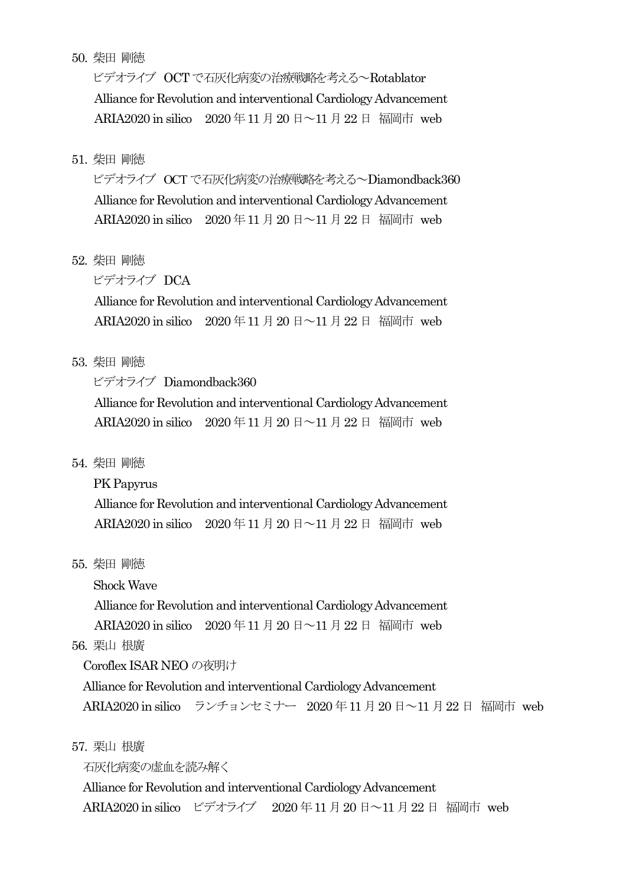50. 柴田 剛徳

ビデオライブ　OCT で石灰化病変の治療戦略を考える～Rotablator

Alliance for Revolution and interventional Cardiology Advancement

ARIA2020 in silico　2020 年 11 月 20 日～11 月 22 日　福岡市　web

51. 柴田 剛徳

ビデオライブ　OCT で石灰化病変の治療戦略を考える～Diamondback360

Alliance for Revolution and interventional Cardiology Advancement

ARIA2020 in silico　2020 年 11 月 20 日～11 月 22 日　福岡市　web

52. 柴田 剛徳

ビデオライブ　DCA

Alliance for Revolution and interventional Cardiology Advancement

ARIA2020 in silico　2020 年 11 月 20 日～11 月 22 日　福岡市　web

53. 柴田 剛徳

ビデオライブ　Diamondback360

Alliance for Revolution and interventional Cardiology Advancement

ARIA2020 in silico　2020 年 11 月 20 日～11 月 22 日　福岡市　web

54. 柴田 剛徳

PK Papyrus

Alliance for Revolution and interventional Cardiology Advancement

ARIA2020 in silico　2020 年 11 月 20 日～11 月 22 日　福岡市　web

55. 柴田 剛徳

Shock Wave

Alliance for Revolution and interventional Cardiology Advancement

ARIA2020 in silico　2020 年 11 月 20 日～11 月 22 日　福岡市　web

56. 栗山 根廣

Coroflex ISAR NEO の夜明け

Alliance for Revolution and interventional Cardiology Advancement

ARIA2020 in silico　ランチョンセミナー　2020 年 11 月 20 日～11 月 22 日　福岡市　web

57. 栗山 根廣

石灰化病変の虚血を読み解く

Alliance for Revolution and interventional Cardiology Advancement

ARIA2020 in silico　ビデオライブ　 2020 年 11 月 20 日～11 月 22 日　福岡市　web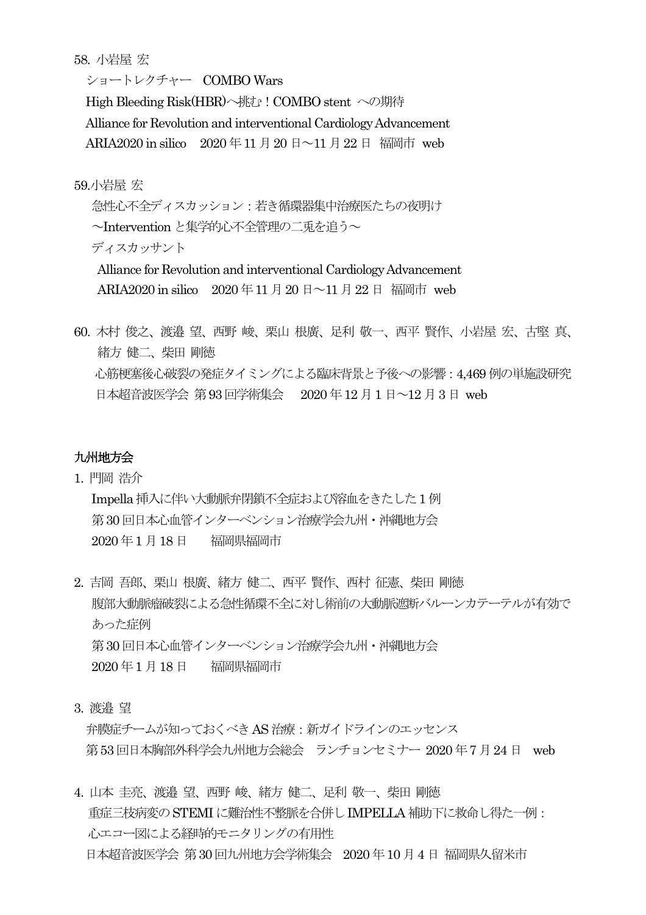58. 小岩屋 宏

ショートレクチャー　COMBO Wars

High Bleeding Risk(HBR)へ挑む！COMBO stent　への期待

Alliance for Revolution and interventional Cardiology Advancement

ARIA2020 in silico　2020 年 11 月 20 日～11 月 22 日　福岡市　web

59.小岩屋 宏

急性心不全ディスカッション：若き循環器集中治療医たちの夜明け

～Intervention と集学的心不全管理の二兎を追う～

ディスカッサント

Alliance for Revolution and interventional Cardiology Advancement

ARIA2020 in silico　2020 年 11 月 20 日～11 月 22 日　福岡市　web

60. 木村 俊之、渡邉 望、西野 峻、栗山 根廣、足利 敬一、西平 賢作、小岩屋 宏、古堅 真、緒方 健二、柴田 剛徳

心筋梗塞後心破裂の発症タイミングによる臨床背景と予後への影響：4,469 例の単施設研究

日本超音波医学会 第 93 回学術集会　 2020 年 12 月 1 日～12 月 3 日 web

**九州地方会**

1. 門岡 浩介

Impella 挿入に伴い大動脈弁閉鎖不全症および溶血をきたした 1 例

第 30 回日本心血管インターベンション治療学会九州・沖縄地方会

2020 年 1 月 18 日　　福岡県福岡市

2. 吉岡 吾郎、栗山 根廣、緒方 健二、西平 賢作、西村 征憲、柴田 剛徳

腹部大動脈瘤破裂による急性循環不全に対し術前の大動脈遮断バルーンカテーテルが有効であった症例

第 30 回日本心血管インターベンション治療学会九州・沖縄地方会

2020 年 1 月 18 日　　福岡県福岡市

3. 渡邉 望

弁膜症チームが知っておくべき AS 治療：新ガイドラインのエッセンス

第 53 回日本胸部外科学会九州地方会総会　ランチョンセミナー 2020 年 7 月 24 日　web

4. 山本 圭亮、渡邉 望、西野 峻、緒方 健二、足利 敬一、柴田 剛徳

重症三枝病変の STEMI に難治性不整脈を合併し IMPELLA 補助下に救命し得た一例：

心エコー図による経時的モニタリングの有用性

日本超音波医学会 第 30 回九州地方会学術集会　2020 年 10 月 4 日 福岡県久留米市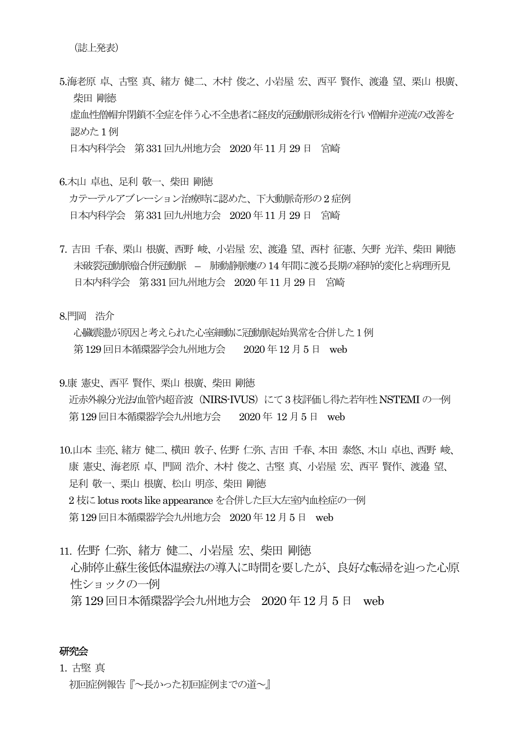（誌上発表）

5.海老原 卓、古堅 真、緒方 健二、木村 俊之、小岩屋 宏、西平 賢作、渡邉 望、栗山 根廣、柴田 剛徳
虚血性僧帽弁閉鎖不全症を伴う心不全患者に経皮的冠動脈形成術を行い僧帽弁逆流の改善を認めた１例
日本内科学会 第331回九州地方会 2020年11月29日 宮崎

6.木山 卓也、足利 敬一、柴田 剛徳
カテーテルアブレーション治療時に認めた、下大動脈奇形の２症例
日本内科学会 第331回九州地方会 2020年11月29日 宮崎

7. 吉田 千春、栗山 根廣、西野 峻、小岩屋 宏、渡邉 望、西村 征憲、矢野 光洋、柴田 剛徳
未破裂冠動脈瘤合併冠動脈 – 肺動静脈瘻の14年間に渡る長期の経時的変化と病理所見
日本内科学会 第331回九州地方会 2020年11月29日 宮崎

8.門岡 浩介
心臓震盪が原因と考えられた心室細動に冠動脈起始異常を合併した１例
第129回日本循環器学会九州地方会 2020年12月5日 web

9.康 憲史、西平 賢作、栗山 根廣、柴田 剛徳
近赤外線分光法/血管内超音波（NIRS-IVUS）にて３枝評価し得た若年性NSTEMIの一例
第129回日本循環器学会九州地方会 2020年 12月5日 web

10.山本 圭亮、緒方 健二、横田 敦子、佐野 仁弥、吉田 千春、本田 泰悠、木山 卓也、西野 峻、康 憲史、海老原 卓、門岡 浩介、木村 俊之、古堅 真、小岩屋 宏、西平 賢作、渡邉 望、足利 敬一、栗山 根廣、松山 明彦、柴田 剛徳
2枝にlotus roots like appearanceを合併した巨大左室内血栓症の一例
第129回日本循環器学会九州地方会 2020年12月5日 web

11. 佐野 仁弥、緒方 健二、小岩屋 宏、柴田 剛徳
心肺停止蘇生後低体温療法の導入に時間を要したが、良好な転帰を辿った心原性ショックの一例
第129回日本循環器学会九州地方会 2020年12月5日 web

**研究会**

1. 古堅 真
初回症例報告『～長かった初回症例までの道～』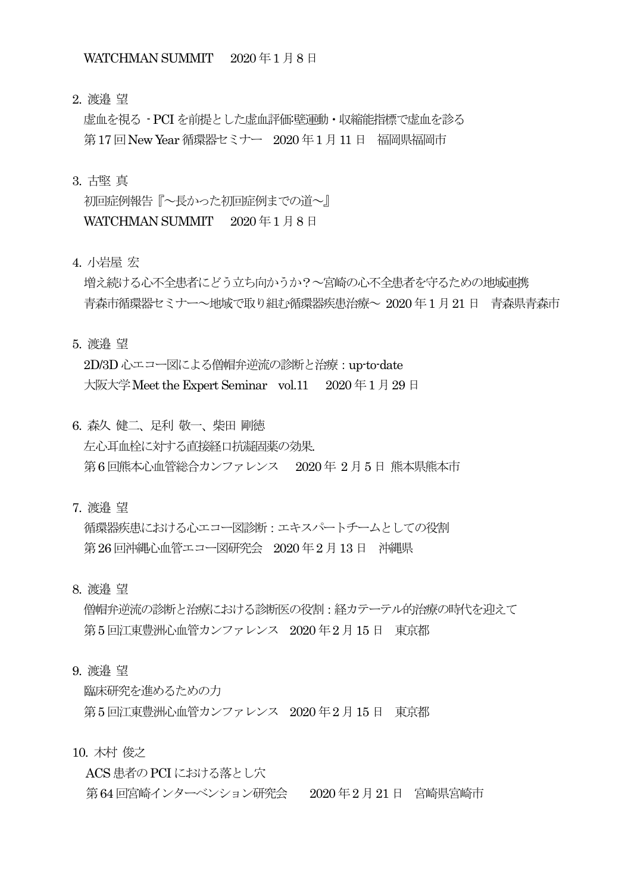WATCHMAN SUMMIT　2020 年 1 月 8 日

2. 渡邉 望
   虚血を視る - PCI を前提とした虚血評価:壁運動・収縮能指標で虚血を診る
   第 17 回 New Year 循環器セミナー　2020 年 1 月 11 日　福岡県福岡市

3. 古堅 真
   初回症例報告『～長かった初回症例までの道～』
   WATCHMAN SUMMIT　2020 年 1 月 8 日

4. 小岩屋 宏
   増え続ける心不全患者にどう立ち向かうか？～宮崎の心不全患者を守るための地域連携
   青森市循環器セミナー～地域で取り組む循環器疾患治療～ 2020 年 1 月 21 日　青森県青森市

5. 渡邉 望
   2D/3D 心エコー図による僧帽弁逆流の診断と治療 : up-to-date
   大阪大学 Meet the Expert Seminar　vol.11　2020 年 1 月 29 日

6. 森久 健二、足利 敬一、柴田 剛徳
   左心耳血栓に対する直接経口抗凝固薬の効果.
   第 6 回熊本心血管総合カンファレンス　2020 年 2 月 5 日 熊本県熊本市

7. 渡邉 望
   循環器疾患における心エコー図診断 : エキスパートチームとしての役割
   第 26 回沖縄心血管エコー図研究会　2020 年 2 月 13 日　沖縄県

8. 渡邉 望
   僧帽弁逆流の診断と治療における診断医の役割 : 経カテーテル的治療の時代を迎えて
   第 5 回江東豊洲心血管カンファレンス　2020 年 2 月 15 日　東京都

9. 渡邉 望
   臨床研究を進めるための力
   第 5 回江東豊洲心血管カンファレンス　2020 年 2 月 15 日　東京都

10. 木村 俊之
    ACS 患者の PCI における落とし穴
    第 64 回宮崎インターベンション研究会　2020 年 2 月 21 日　宮崎県宮崎市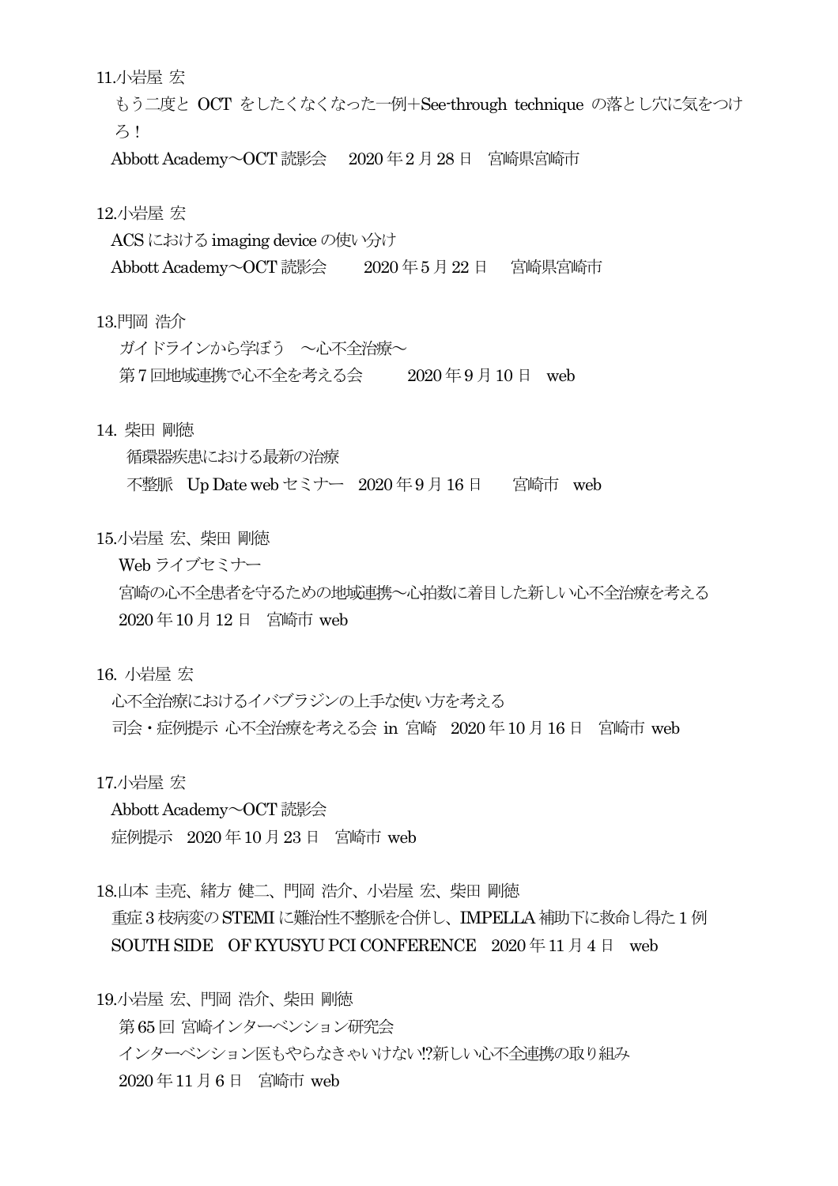11.小岩屋 宏

もう二度と OCT をしたくなくなった一例+See-through technique の落とし穴に気をつけろ！

Abbott Academy～OCT 読影会　2020 年 2 月 28 日　宮崎県宮崎市

12.小岩屋 宏

ACS における imaging device の使い分け

Abbott Academy～OCT 読影会　2020 年 5 月 22 日　宮崎県宮崎市

13.門岡 浩介

ガイドラインから学ぼう　～心不全治療～

第 7 回地域連携で心不全を考える会　2020 年 9 月 10 日　web

14. 柴田 剛徳

循環器疾患における最新の治療

不整脈　Up Date web セミナー　2020 年 9 月 16 日　宮崎市　web

15.小岩屋 宏、柴田 剛徳

Web ライブセミナー

宮崎の心不全患者を守るための地域連携～心拍数に着目した新しい心不全治療を考える

2020 年 10 月 12 日　宮崎市 web

16. 小岩屋 宏

心不全治療におけるイバブラジンの上手な使い方を考える

司会・症例提示 心不全治療を考える会 in 宮崎　2020 年 10 月 16 日　宮崎市 web

17.小岩屋 宏

Abbott Academy～OCT 読影会

症例提示　2020 年 10 月 23 日　宮崎市 web

18.山本 圭亮、緒方 健二、門岡 浩介、小岩屋 宏、柴田 剛徳

重症 3 枝病変の STEMI に難治性不整脈を合併し、IMPELLA 補助下に救命し得た 1 例

SOUTH SIDE　OF KYUSYU PCI CONFERENCE　2020 年 11 月 4 日　web

19.小岩屋 宏、門岡 浩介、柴田 剛徳

第 65 回 宮崎インターベンション研究会

インターベンション医もやらなきゃいけない!?新しい心不全連携の取り組み

2020 年 11 月 6 日　宮崎市 web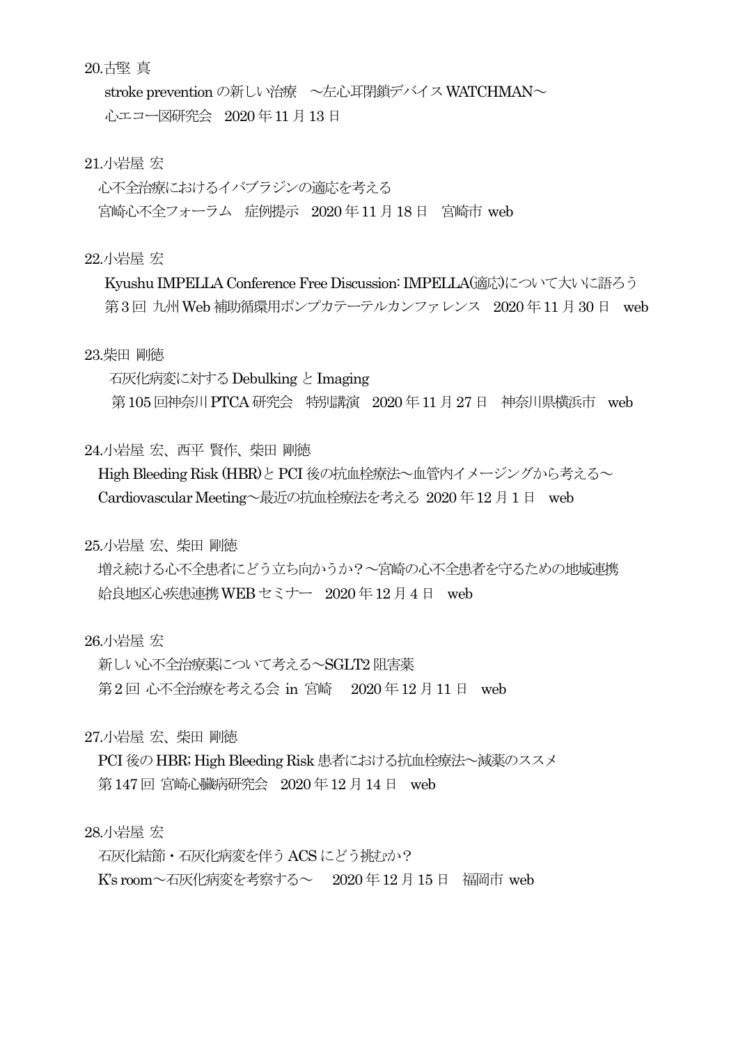20.古堅 真

stroke prevention の新しい治療　～左心耳閉鎖デバイス WATCHMAN～
心エコー図研究会　2020 年 11 月 13 日

21.小岩屋 宏

心不全治療におけるイバブラジンの適応を考える
宮崎心不全フォーラム　症例提示　2020 年 11 月 18 日　宮崎市 web

22.小岩屋 宏

Kyushu IMPELLA Conference Free Discussion: IMPELLA(適応)について大いに語ろう
第 3 回 九州 Web 補助循環用ポンプカテーテルカンファレンス　2020 年 11 月 30 日　web

23.柴田 剛徳

石灰化病変に対する Debulking と Imaging
第 105 回神奈川 PTCA 研究会　特別講演　2020 年 11 月 27 日　神奈川県横浜市　web

24.小岩屋 宏、西平 賢作、柴田 剛徳

High Bleeding Risk (HBR)と PCI 後の抗血栓療法～血管内イメージングから考える～
Cardiovascular Meeting～最近の抗血栓療法を考える 2020 年 12 月 1 日　web

25.小岩屋 宏、柴田 剛徳

増え続ける心不全患者にどう立ち向かうか？～宮崎の心不全患者を守るための地域連携
姶良地区心疾患連携 WEB セミナー　2020 年 12 月 4 日　web

26.小岩屋 宏

新しい心不全治療薬について考える～SGLT2 阻害薬
第 2 回 心不全治療を考える会 in 宮崎　 2020 年 12 月 11 日　web

27.小岩屋 宏、柴田 剛徳

PCI 後の HBR; High Bleeding Risk 患者における抗血栓療法～減薬のススメ
第 147 回 宮崎心臓病研究会　2020 年 12 月 14 日　web

28.小岩屋 宏

石灰化結節・石灰化病変を伴う ACS にどう挑むか？
K's room～石灰化病変を考察する～　 2020 年 12 月 15 日　福岡市 web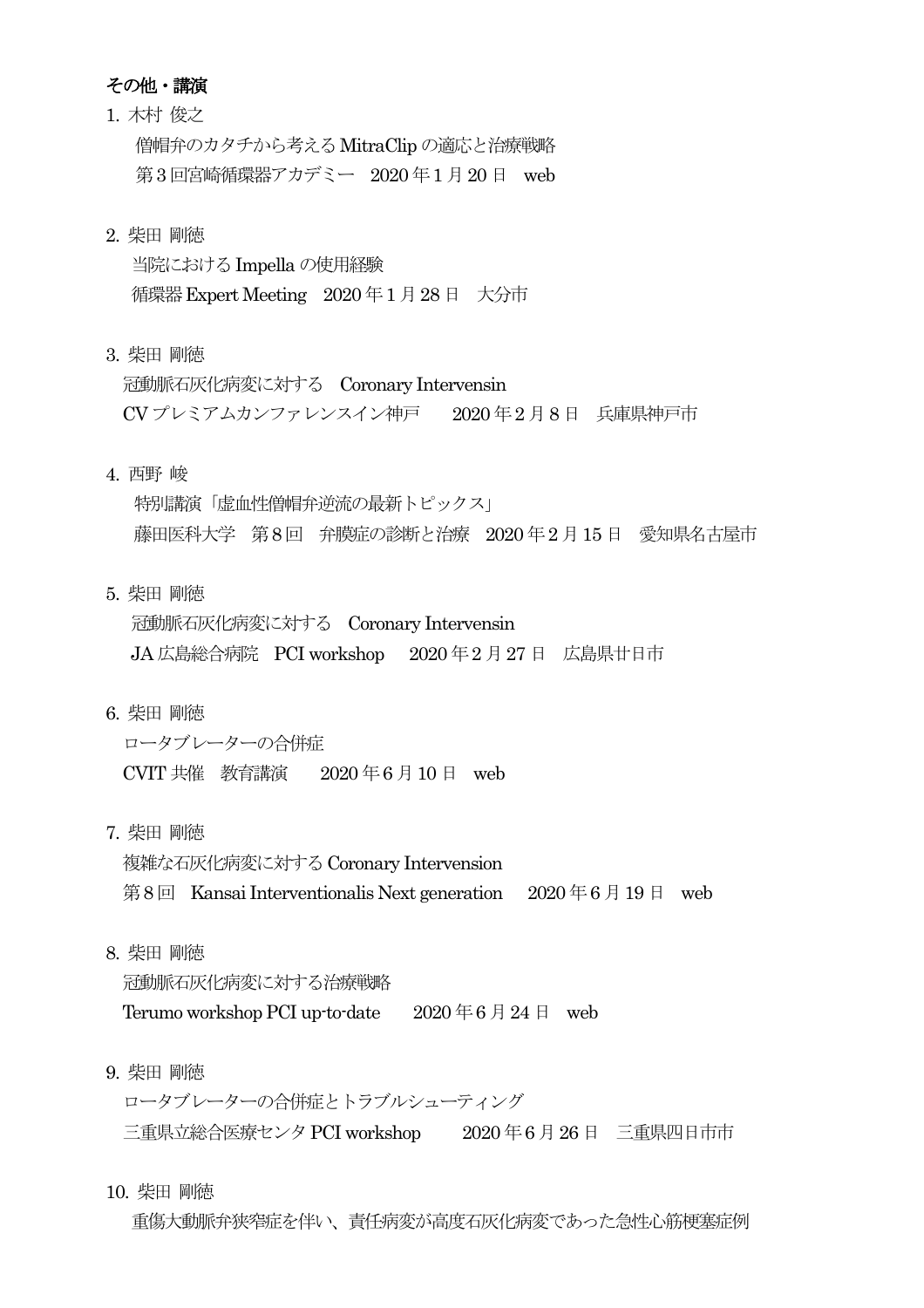**その他・講演**

1. 木村 俊之
   僧帽弁のカタチから考える MitraClip の適応と治療戦略
   第 3 回宮崎循環器アカデミー　2020 年 1 月 20 日　web

2. 柴田 剛徳
   当院における Impella の使用経験
   循環器 Expert Meeting　2020 年 1 月 28 日　大分市

3. 柴田 剛徳
   冠動脈石灰化病変に対する　Coronary Intervensin
   CV プレミアムカンファレンスイン神戸　　2020 年 2 月 8 日　兵庫県神戸市

4. 西野 峻
   特別講演「虚血性僧帽弁逆流の最新トピックス」
   藤田医科大学　第 8 回　弁膜症の診断と治療　2020 年 2 月 15 日　愛知県名古屋市

5. 柴田 剛徳
   冠動脈石灰化病変に対する　Coronary Intervensin
   JA 広島総合病院　PCI workshop　 2020 年 2 月 27 日　広島県廿日市

6. 柴田 剛徳
   ロータブレーターの合併症
   CVIT 共催　教育講演　　2020 年 6 月 10 日　web

7. 柴田 剛徳
   複雑な石灰化病変に対する Coronary Intervension
   第 8 回　Kansai Interventionalis Next generation　 2020 年 6 月 19 日　web

8. 柴田 剛徳
   冠動脈石灰化病変に対する治療戦略
   Terumo workshop PCI up-to-date　　2020 年 6 月 24 日　web

9. 柴田 剛徳
   ロータブレーターの合併症とトラブルシューティング
   三重県立総合医療センタ PCI workshop　　 2020 年 6 月 26 日　三重県四日市市

10. 柴田 剛徳
    重傷大動脈弁狭窄症を伴い、責任病変が高度石灰化病変であった急性心筋梗塞症例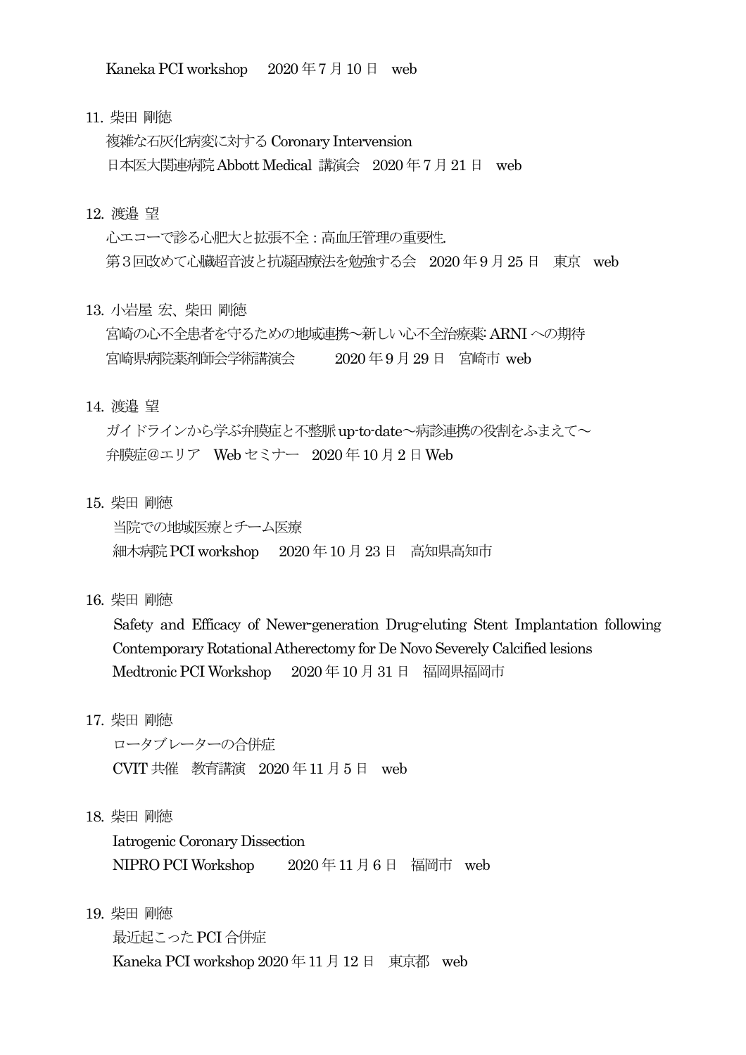Kaneka PCI workshop　 2020 年 7 月 10 日　web

11. 柴田 剛徳

    複雑な石灰化病変に対する Coronary Intervension

    日本医大関連病院 Abbott Medical 講演会　2020 年 7 月 21 日　web

12. 渡邉 望

    心エコーで診る心肥大と拡張不全：高血圧管理の重要性.

    第３回改めて心臓超音波と抗凝固療法を勉強する会　2020 年 9 月 25 日　東京　web

13. 小岩屋 宏、柴田 剛徳

    宮崎の心不全患者を守るための地域連携～新しい心不全治療薬: ARNI への期待

    宮崎県病院薬剤師会学術講演会　　　2020 年 9 月 29 日　宮崎市 web

14. 渡邉 望

    ガイドラインから学ぶ弁膜症と不整脈 up-to-date～病診連携の役割をふまえて～

    弁膜症@エリア　Web セミナー　2020 年 10 月 2 日 Web

15. 柴田 剛徳

    当院での地域医療とチーム医療

    細木病院 PCI workshop　 2020 年 10 月 23 日　高知県高知市

16. 柴田 剛徳

    Safety and Efficacy of Newer-generation Drug-eluting Stent Implantation following Contemporary Rotational Atherectomy for De Novo Severely Calcified lesions

    Medtronic PCI Workshop　 2020 年 10 月 31 日　福岡県福岡市

17. 柴田 剛徳

    ロータブレーターの合併症

    CVIT 共催　教育講演　2020 年 11 月 5 日　web

18. 柴田 剛徳

    Iatrogenic Coronary Dissection

    NIPRO PCI Workshop　　 2020 年 11 月 6 日　福岡市　web

19. 柴田 剛徳

    最近起こった PCI 合併症

    Kaneka PCI workshop 2020 年 11 月 12 日　東京都　web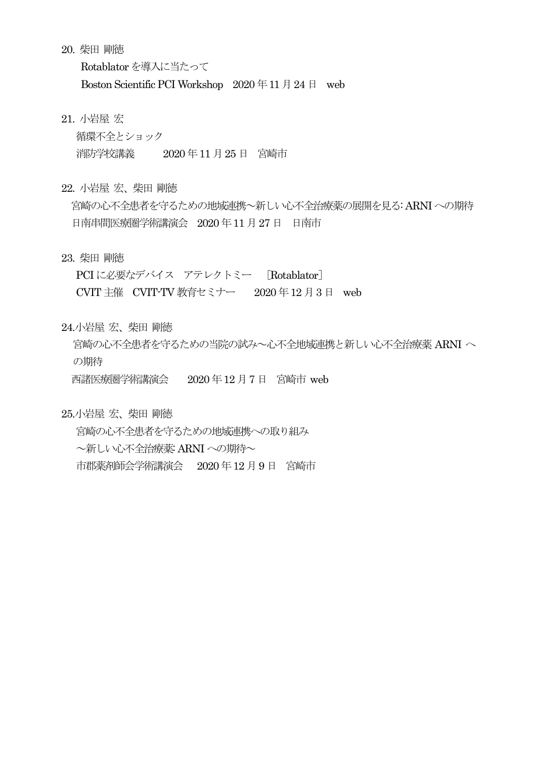20. 柴田 剛徳

Rotablator を導入に当たって

Boston Scientific PCI Workshop　2020 年 11 月 24 日　web

21. 小岩屋 宏

循環不全とショック

消防学校講義　　 2020 年 11 月 25 日　宮崎市

22. 小岩屋 宏、柴田 剛徳

宮崎の心不全患者を守るための地域連携～新しい心不全治療薬の展開を見る: ARNI への期待

日南串間医療圏学術講演会　2020 年 11 月 27 日　日南市

23. 柴田 剛徳

PCI に必要なデバイス　アテレクトミー　[Rotablator]

CVIT 主催　CVIT-TV 教育セミナー　 2020 年 12 月 3 日　web

24.小岩屋 宏、柴田 剛徳

宮崎の心不全患者を守るための当院の試み～心不全地域連携と新しい心不全治療薬 ARNI への期待

西諸医療圏学術講演会　 2020 年 12 月 7 日　宮崎市 web

25.小岩屋 宏、柴田 剛徳

宮崎の心不全患者を守るための地域連携への取り組み

～新しい心不全治療薬: ARNI への期待～

市郡薬剤師会学術講演会　 2020 年 12 月 9 日　宮崎市